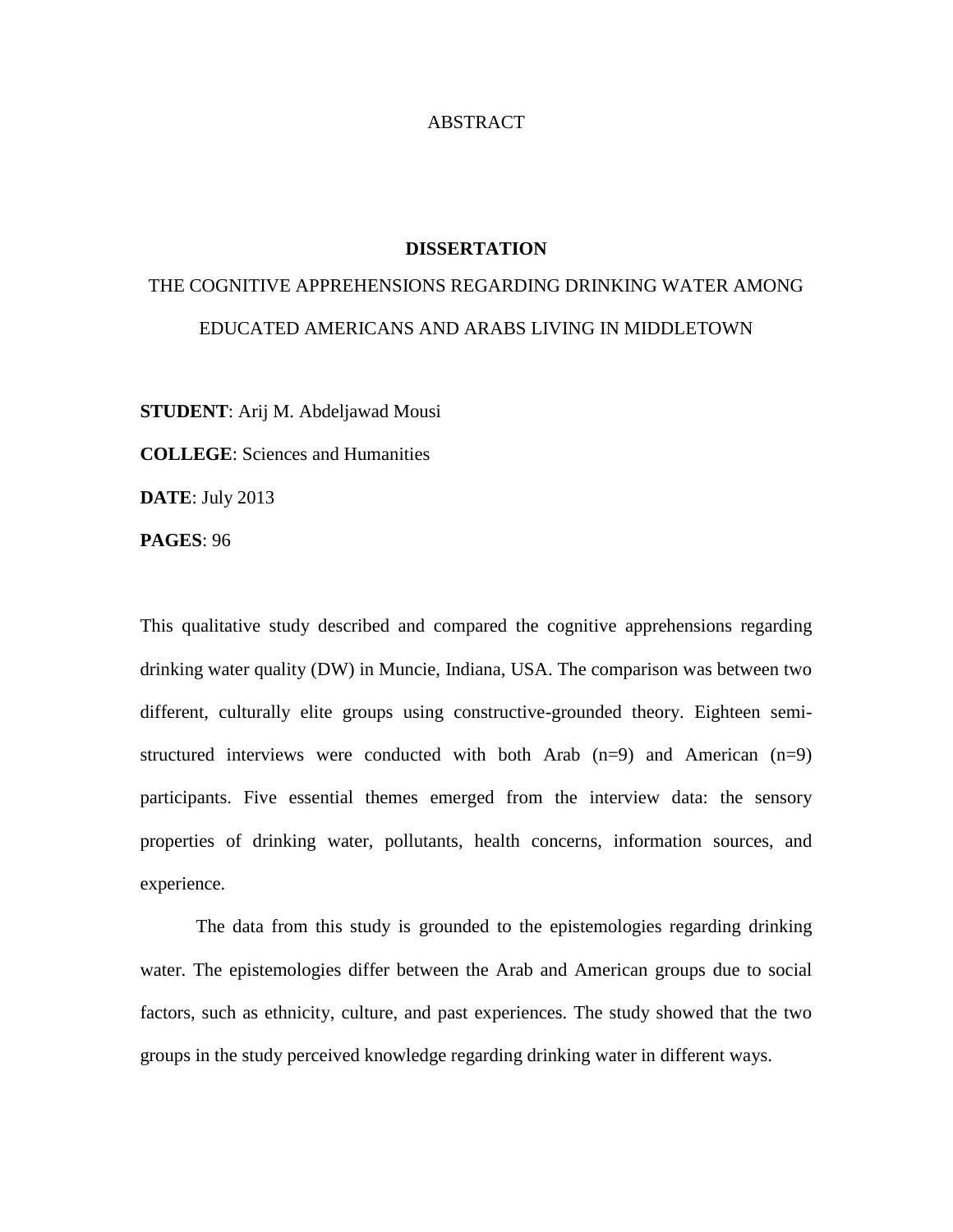# ABSTRACT

## DISSERTATION

THE COGNITIVE APPREHENSIONS REGARDING DRINKING WATER AMONG EDUCATED AMERICANS AND ARABS LIVING IN MIDDLETOWN

**STUDENT**: Arij M. Abdeljawad Mousi

**COLLEGE**: Sciences and Humanities

**DATE**: July 2013

**PAGES**: 96

This qualitative study described and compared the cognitive apprehensions regarding drinking water quality (DW) in Muncie, Indiana, USA. The comparison was between two different, culturally elite groups using constructive-grounded theory. Eighteen semi-structured interviews were conducted with both Arab (n=9) and American (n=9) participants. Five essential themes emerged from the interview data: the sensory properties of drinking water, pollutants, health concerns, information sources, and experience.

The data from this study is grounded to the epistemologies regarding drinking water. The epistemologies differ between the Arab and American groups due to social factors, such as ethnicity, culture, and past experiences. The study showed that the two groups in the study perceived knowledge regarding drinking water in different ways.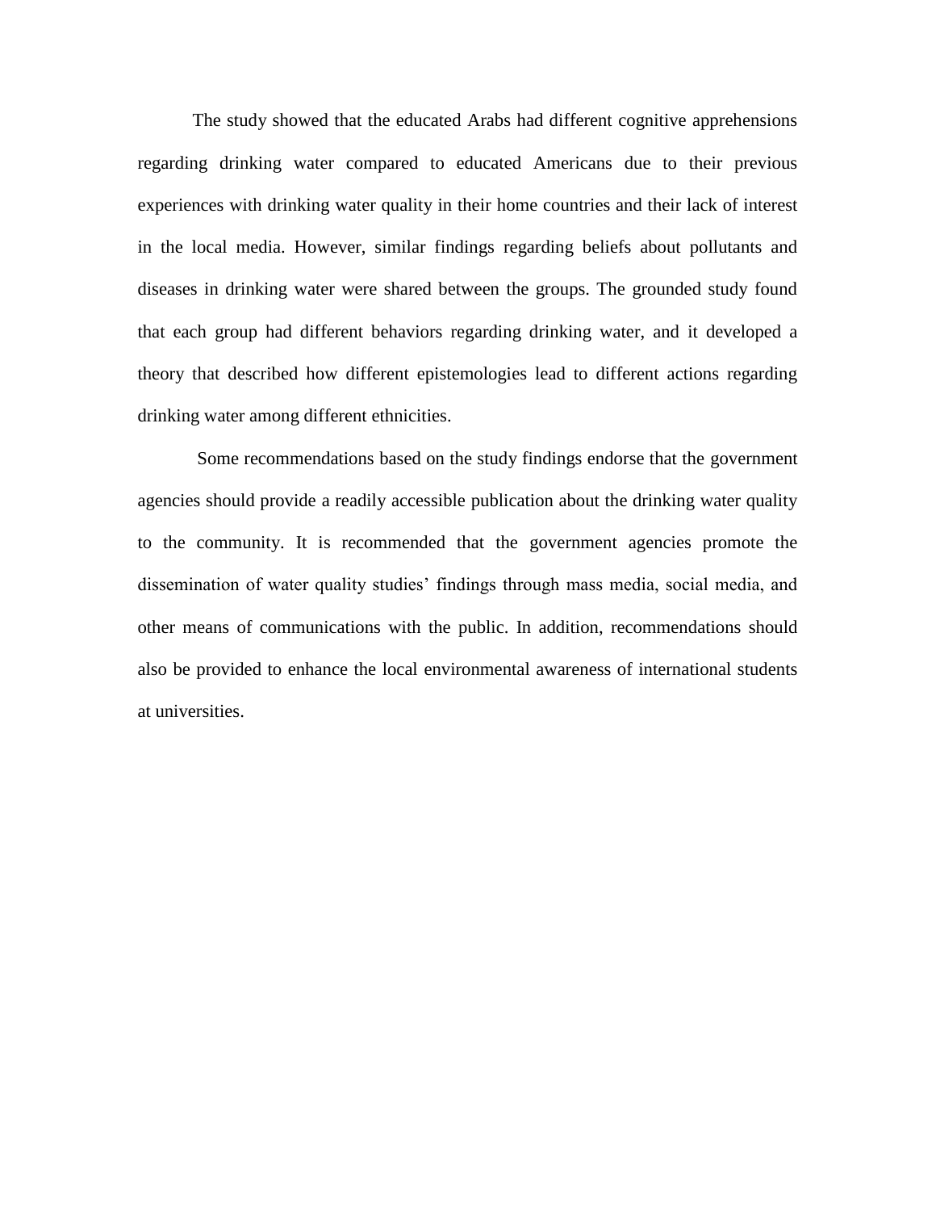The study showed that the educated Arabs had different cognitive apprehensions regarding drinking water compared to educated Americans due to their previous experiences with drinking water quality in their home countries and their lack of interest in the local media. However, similar findings regarding beliefs about pollutants and diseases in drinking water were shared between the groups. The grounded study found that each group had different behaviors regarding drinking water, and it developed a theory that described how different epistemologies lead to different actions regarding drinking water among different ethnicities.

Some recommendations based on the study findings endorse that the government agencies should provide a readily accessible publication about the drinking water quality to the community. It is recommended that the government agencies promote the dissemination of water quality studies' findings through mass media, social media, and other means of communications with the public. In addition, recommendations should also be provided to enhance the local environmental awareness of international students at universities.